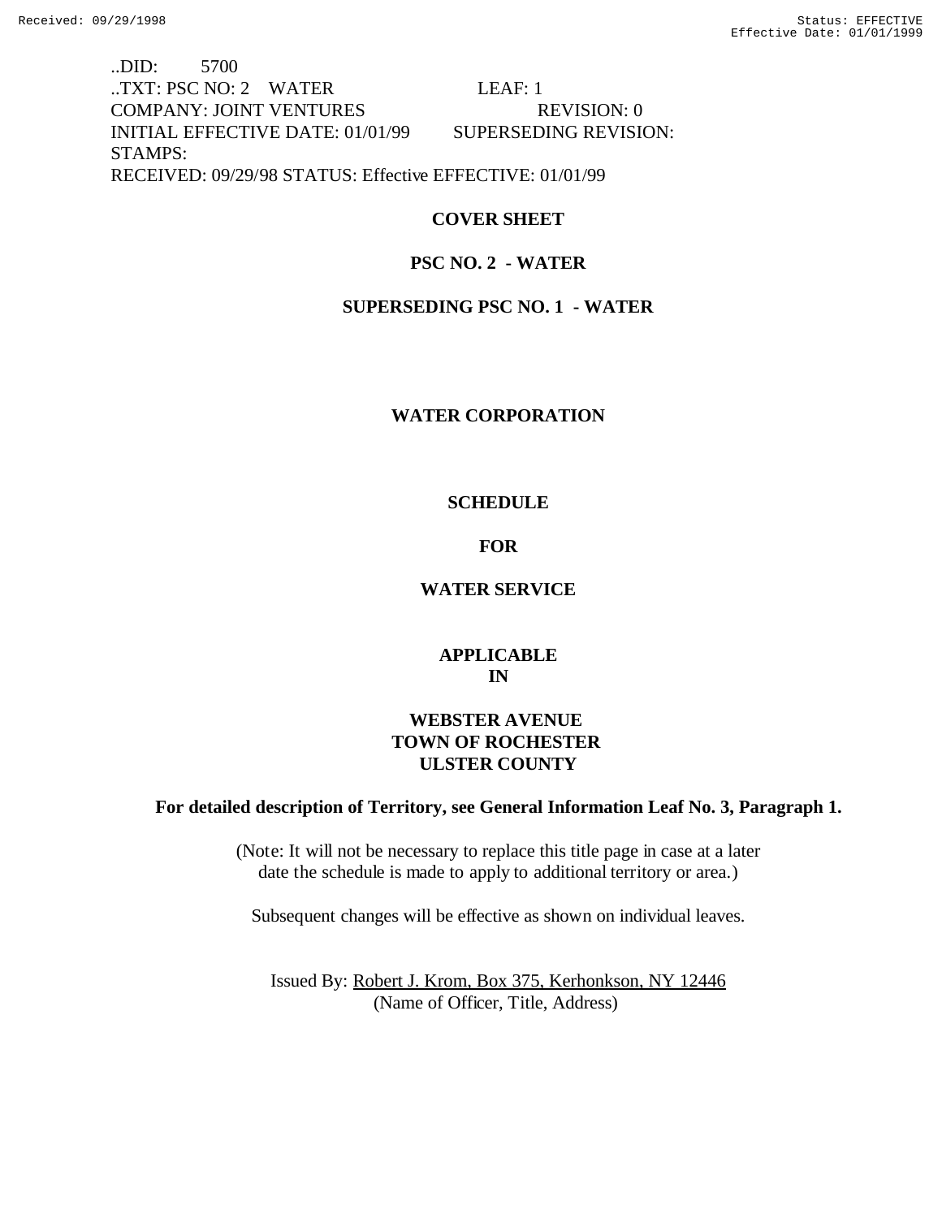..DID: 5700
..TXT: PSC NO: 2 WATER LEAF: 1
COMPANY: JOINT VENTURES REVISION: 0
INITIAL EFFECTIVE DATE: 01/01/99 SUPERSEDING REVISION:
STAMPS:
RECEIVED: 09/29/98 STATUS: Effective EFFECTIVE: 01/01/99

**COVER SHEET**

**PSC NO. 2 - WATER**

**SUPERSEDING PSC NO. 1 - WATER**

**WATER CORPORATION**

**SCHEDULE**

**FOR**

**WATER SERVICE**

**APPLICABLE
IN**

**WEBSTER AVENUE
TOWN OF ROCHESTER
ULSTER COUNTY**

**For detailed description of Territory, see General Information Leaf No. 3, Paragraph 1.**

(Note: It will not be necessary to replace this title page in case at a later date the schedule is made to apply to additional territory or area.)

Subsequent changes will be effective as shown on individual leaves.

Issued By: Robert J. Krom, Box 375, Kerhonkson, NY 12446
(Name of Officer, Title, Address)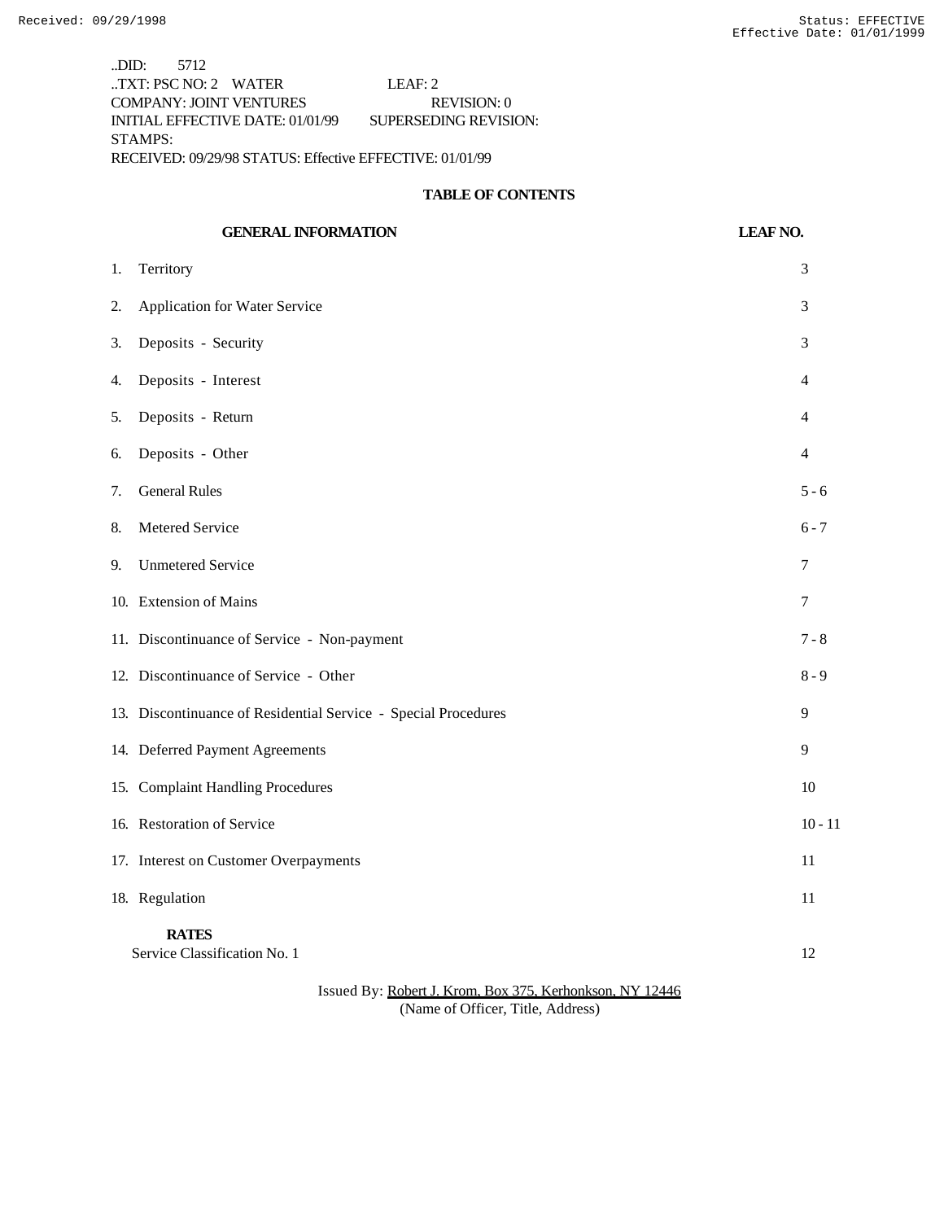..DID: 5712
..TXT: PSC NO: 2 WATER LEAF: 2
COMPANY: JOINT VENTURES REVISION: 0
INITIAL EFFECTIVE DATE: 01/01/99 SUPERSEDING REVISION:
STAMPS:
RECEIVED: 09/29/98 STATUS: Effective EFFECTIVE: 01/01/99

## TABLE OF CONTENTS

| GENERAL INFORMATION | LEAF NO. |
|---|---|
| 1. Territory | 3 |
| 2. Application for Water Service | 3 |
| 3. Deposits - Security | 3 |
| 4. Deposits - Interest | 4 |
| 5. Deposits - Return | 4 |
| 6. Deposits - Other | 4 |
| 7. General Rules | 5 - 6 |
| 8. Metered Service | 6 - 7 |
| 9. Unmetered Service | 7 |
| 10. Extension of Mains | 7 |
| 11. Discontinuance of Service - Non-payment | 7 - 8 |
| 12. Discontinuance of Service - Other | 8 - 9 |
| 13. Discontinuance of Residential Service - Special Procedures | 9 |
| 14. Deferred Payment Agreements | 9 |
| 15. Complaint Handling Procedures | 10 |
| 16. Restoration of Service | 10 - 11 |
| 17. Interest on Customer Overpayments | 11 |
| 18. Regulation | 11 |
| **RATES** | |
| Service Classification No. 1 | 12 |

Issued By: Robert J. Krom, Box 375, Kerhonkson, NY 12446
(Name of Officer, Title, Address)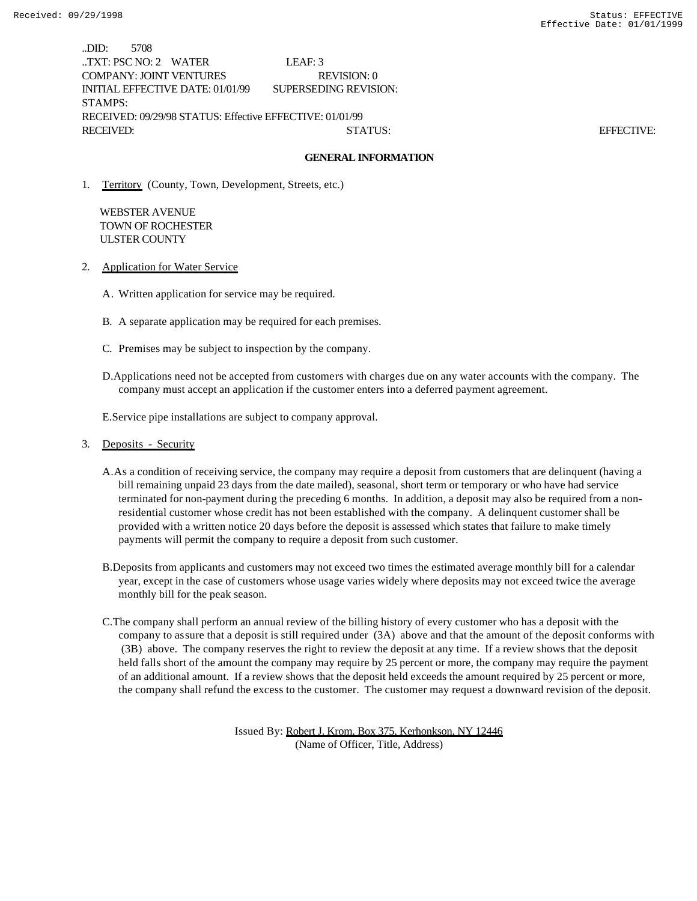..DID: 5708
..TXT: PSC NO: 2 WATER LEAF: 3
COMPANY: JOINT VENTURES REVISION: 0
INITIAL EFFECTIVE DATE: 01/01/99 SUPERSEDING REVISION:
STAMPS:
RECEIVED: 09/29/98 STATUS: Effective EFFECTIVE: 01/01/99
RECEIVED: STATUS: EFFECTIVE:

## GENERAL INFORMATION

1. Territory (County, Town, Development, Streets, etc.)

   WEBSTER AVENUE
   TOWN OF ROCHESTER
   ULSTER COUNTY

2. Application for Water Service

   A. Written application for service may be required.

   B. A separate application may be required for each premises.

   C. Premises may be subject to inspection by the company.

   D. Applications need not be accepted from customers with charges due on any water accounts with the company. The company must accept an application if the customer enters into a deferred payment agreement.

   E. Service pipe installations are subject to company approval.

3. Deposits - Security

   A. As a condition of receiving service, the company may require a deposit from customers that are delinquent (having a bill remaining unpaid 23 days from the date mailed), seasonal, short term or temporary or who have had service terminated for non-payment during the preceding 6 months. In addition, a deposit may also be required from a non-residential customer whose credit has not been established with the company. A delinquent customer shall be provided with a written notice 20 days before the deposit is assessed which states that failure to make timely payments will permit the company to require a deposit from such customer.

   B. Deposits from applicants and customers may not exceed two times the estimated average monthly bill for a calendar year, except in the case of customers whose usage varies widely where deposits may not exceed twice the average monthly bill for the peak season.

   C. The company shall perform an annual review of the billing history of every customer who has a deposit with the company to assure that a deposit is still required under (3A) above and that the amount of the deposit conforms with (3B) above. The company reserves the right to review the deposit at any time. If a review shows that the deposit held falls short of the amount the company may require by 25 percent or more, the company may require the payment of an additional amount. If a review shows that the deposit held exceeds the amount required by 25 percent or more, the company shall refund the excess to the customer. The customer may request a downward revision of the deposit.

Issued By: Robert J. Krom, Box 375, Kerhonkson, NY 12446
(Name of Officer, Title, Address)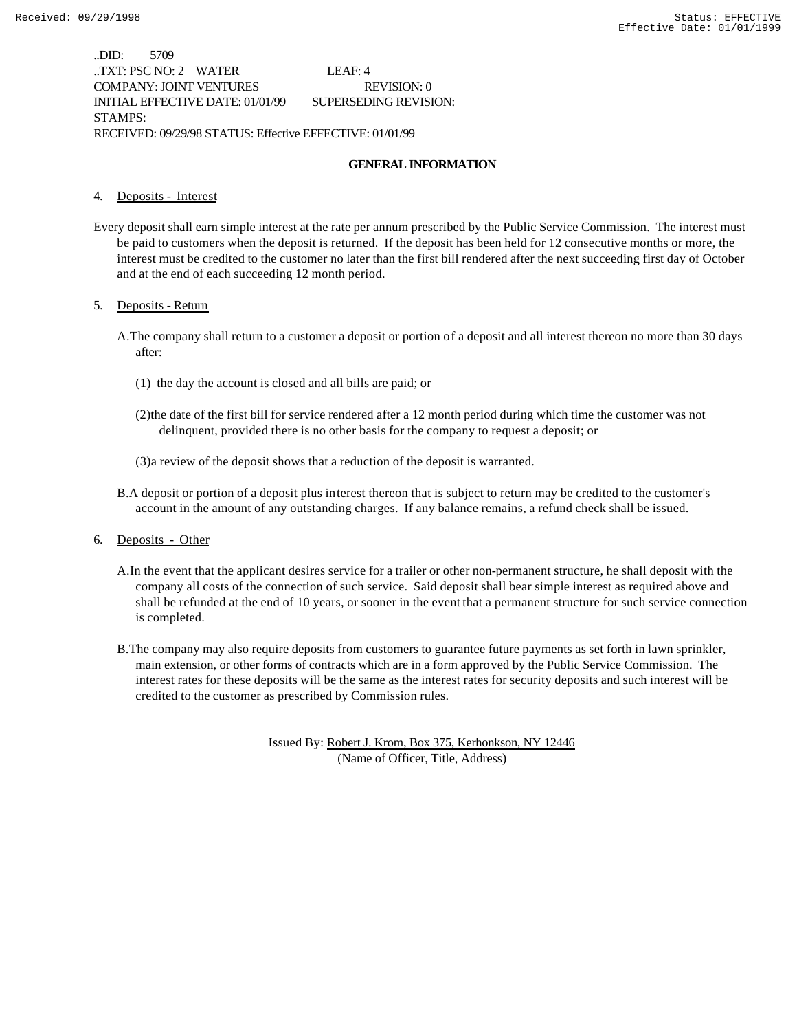..DID: 5709
..TXT: PSC NO: 2 WATER LEAF: 4
COMPANY: JOINT VENTURES REVISION: 0
INITIAL EFFECTIVE DATE: 01/01/99 SUPERSEDING REVISION:
STAMPS:
RECEIVED: 09/29/98 STATUS: Effective EFFECTIVE: 01/01/99

**GENERAL INFORMATION**

4. Deposits - Interest

Every deposit shall earn simple interest at the rate per annum prescribed by the Public Service Commission. The interest must be paid to customers when the deposit is returned. If the deposit has been held for 12 consecutive months or more, the interest must be credited to the customer no later than the first bill rendered after the next succeeding first day of October and at the end of each succeeding 12 month period.

5. Deposits - Return

A.The company shall return to a customer a deposit or portion of a deposit and all interest thereon no more than 30 days after:

(1) the day the account is closed and all bills are paid; or

(2)the date of the first bill for service rendered after a 12 month period during which time the customer was not delinquent, provided there is no other basis for the company to request a deposit; or

(3)a review of the deposit shows that a reduction of the deposit is warranted.

B.A deposit or portion of a deposit plus interest thereon that is subject to return may be credited to the customer's account in the amount of any outstanding charges. If any balance remains, a refund check shall be issued.

6. Deposits - Other

A.In the event that the applicant desires service for a trailer or other non-permanent structure, he shall deposit with the company all costs of the connection of such service. Said deposit shall bear simple interest as required above and shall be refunded at the end of 10 years, or sooner in the event that a permanent structure for such service connection is completed.

B.The company may also require deposits from customers to guarantee future payments as set forth in lawn sprinkler, main extension, or other forms of contracts which are in a form approved by the Public Service Commission. The interest rates for these deposits will be the same as the interest rates for security deposits and such interest will be credited to the customer as prescribed by Commission rules.

Issued By: Robert J. Krom, Box 375, Kerhonkson, NY 12446
(Name of Officer, Title, Address)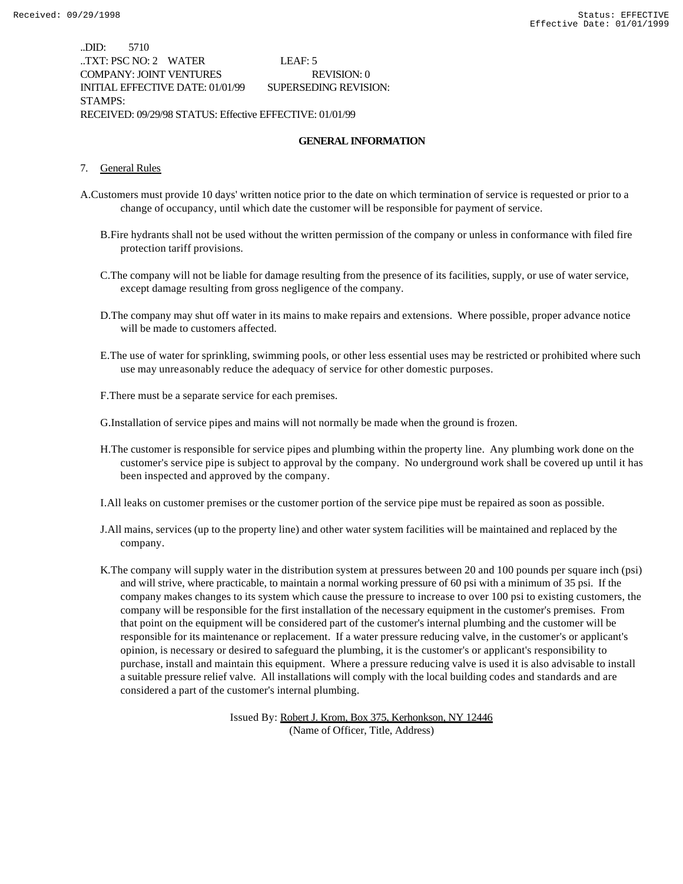..DID: 5710
..TXT: PSC NO: 2 WATER LEAF: 5
COMPANY: JOINT VENTURES REVISION: 0
INITIAL EFFECTIVE DATE: 01/01/99 SUPERSEDING REVISION:
STAMPS:
RECEIVED: 09/29/98 STATUS: Effective EFFECTIVE: 01/01/99

## GENERAL INFORMATION

7. General Rules

A. Customers must provide 10 days' written notice prior to the date on which termination of service is requested or prior to a change of occupancy, until which date the customer will be responsible for payment of service.

B. Fire hydrants shall not be used without the written permission of the company or unless in conformance with filed fire protection tariff provisions.

C. The company will not be liable for damage resulting from the presence of its facilities, supply, or use of water service, except damage resulting from gross negligence of the company.

D. The company may shut off water in its mains to make repairs and extensions. Where possible, proper advance notice will be made to customers affected.

E. The use of water for sprinkling, swimming pools, or other less essential uses may be restricted or prohibited where such use may unreasonably reduce the adequacy of service for other domestic purposes.

F. There must be a separate service for each premises.

G. Installation of service pipes and mains will not normally be made when the ground is frozen.

H. The customer is responsible for service pipes and plumbing within the property line. Any plumbing work done on the customer's service pipe is subject to approval by the company. No underground work shall be covered up until it has been inspected and approved by the company.

I. All leaks on customer premises or the customer portion of the service pipe must be repaired as soon as possible.

J. All mains, services (up to the property line) and other water system facilities will be maintained and replaced by the company.

K. The company will supply water in the distribution system at pressures between 20 and 100 pounds per square inch (psi) and will strive, where practicable, to maintain a normal working pressure of 60 psi with a minimum of 35 psi. If the company makes changes to its system which cause the pressure to increase to over 100 psi to existing customers, the company will be responsible for the first installation of the necessary equipment in the customer's premises. From that point on the equipment will be considered part of the customer's internal plumbing and the customer will be responsible for its maintenance or replacement. If a water pressure reducing valve, in the customer's or applicant's opinion, is necessary or desired to safeguard the plumbing, it is the customer's or applicant's responsibility to purchase, install and maintain this equipment. Where a pressure reducing valve is used it is also advisable to install a suitable pressure relief valve. All installations will comply with the local building codes and standards and are considered a part of the customer's internal plumbing.

Issued By: Robert J. Krom, Box 375, Kerhonkson, NY 12446
(Name of Officer, Title, Address)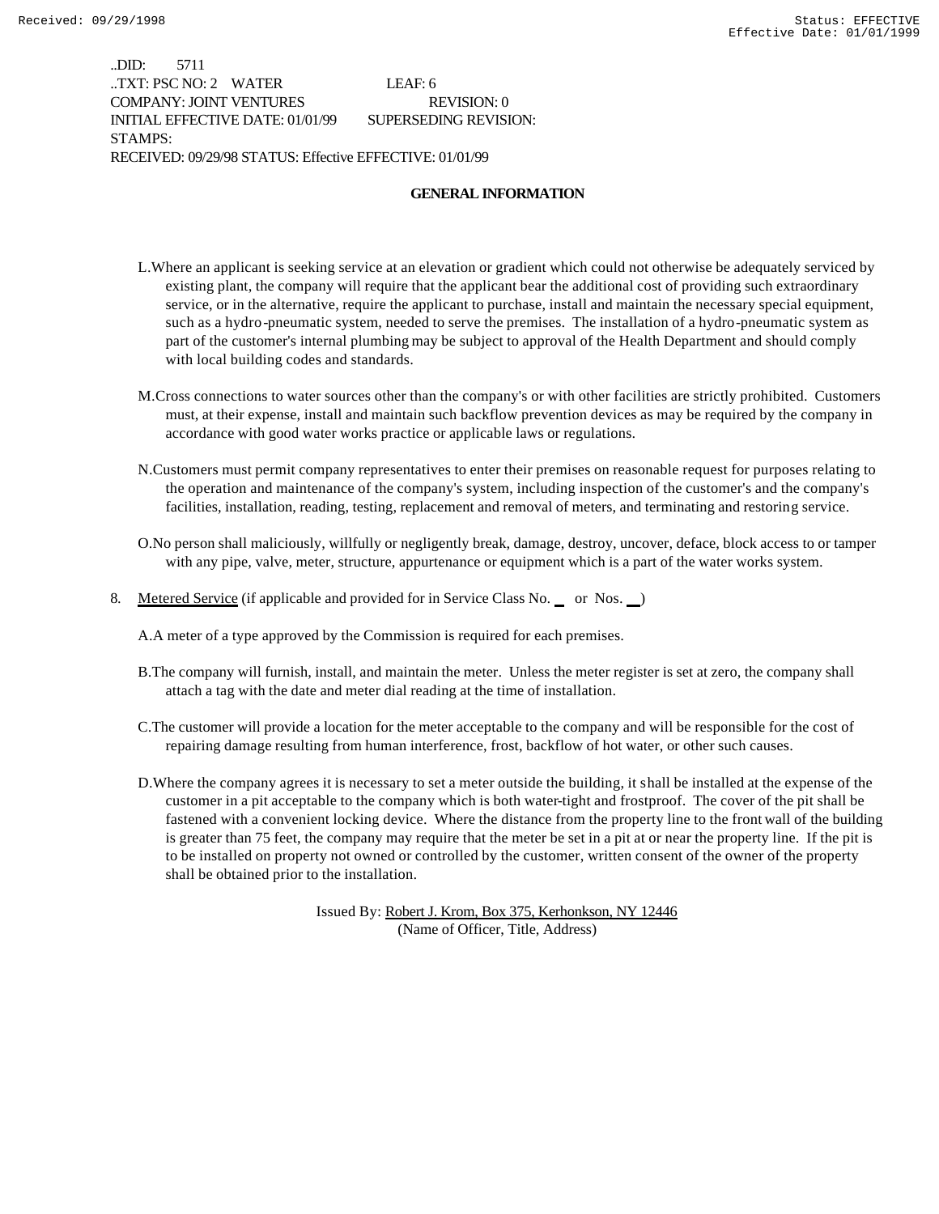..DID: 5711
..TXT: PSC NO: 2 WATER LEAF: 6
COMPANY: JOINT VENTURES REVISION: 0
INITIAL EFFECTIVE DATE: 01/01/99 SUPERSEDING REVISION:
STAMPS:
RECEIVED: 09/29/98 STATUS: Effective EFFECTIVE: 01/01/99

## GENERAL INFORMATION

L. Where an applicant is seeking service at an elevation or gradient which could not otherwise be adequately serviced by existing plant, the company will require that the applicant bear the additional cost of providing such extraordinary service, or in the alternative, require the applicant to purchase, install and maintain the necessary special equipment, such as a hydro-pneumatic system, needed to serve the premises. The installation of a hydro-pneumatic system as part of the customer's internal plumbing may be subject to approval of the Health Department and should comply with local building codes and standards.

M. Cross connections to water sources other than the company's or with other facilities are strictly prohibited. Customers must, at their expense, install and maintain such backflow prevention devices as may be required by the company in accordance with good water works practice or applicable laws or regulations.

N. Customers must permit company representatives to enter their premises on reasonable request for purposes relating to the operation and maintenance of the company's system, including inspection of the customer's and the company's facilities, installation, reading, testing, replacement and removal of meters, and terminating and restoring service.

O. No person shall maliciously, willfully or negligently break, damage, destroy, uncover, deface, block access to or tamper with any pipe, valve, meter, structure, appurtenance or equipment which is a part of the water works system.

8. Metered Service (if applicable and provided for in Service Class No. __ or Nos. __)

A. A meter of a type approved by the Commission is required for each premises.

B. The company will furnish, install, and maintain the meter. Unless the meter register is set at zero, the company shall attach a tag with the date and meter dial reading at the time of installation.

C. The customer will provide a location for the meter acceptable to the company and will be responsible for the cost of repairing damage resulting from human interference, frost, backflow of hot water, or other such causes.

D. Where the company agrees it is necessary to set a meter outside the building, it shall be installed at the expense of the customer in a pit acceptable to the company which is both water-tight and frostproof. The cover of the pit shall be fastened with a convenient locking device. Where the distance from the property line to the front wall of the building is greater than 75 feet, the company may require that the meter be set in a pit at or near the property line. If the pit is to be installed on property not owned or controlled by the customer, written consent of the owner of the property shall be obtained prior to the installation.

Issued By: Robert J. Krom, Box 375, Kerhonkson, NY 12446
(Name of Officer, Title, Address)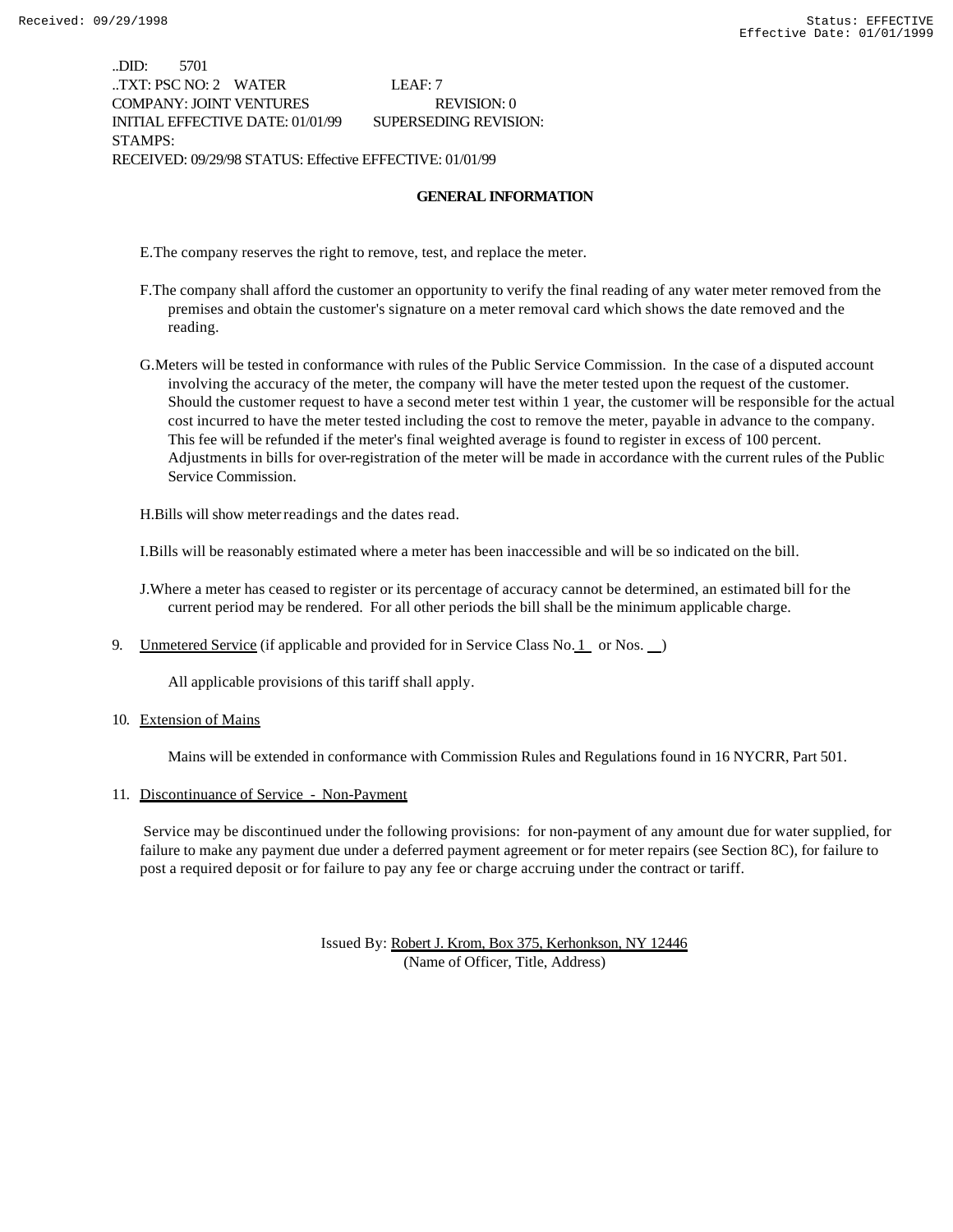..DID: 5701
..TXT: PSC NO: 2 WATER LEAF: 7
COMPANY: JOINT VENTURES REVISION: 0
INITIAL EFFECTIVE DATE: 01/01/99 SUPERSEDING REVISION:
STAMPS:
RECEIVED: 09/29/98 STATUS: Effective EFFECTIVE: 01/01/99

## GENERAL INFORMATION

E. The company reserves the right to remove, test, and replace the meter.

F. The company shall afford the customer an opportunity to verify the final reading of any water meter removed from the premises and obtain the customer's signature on a meter removal card which shows the date removed and the reading.

G. Meters will be tested in conformance with rules of the Public Service Commission. In the case of a disputed account involving the accuracy of the meter, the company will have the meter tested upon the request of the customer. Should the customer request to have a second meter test within 1 year, the customer will be responsible for the actual cost incurred to have the meter tested including the cost to remove the meter, payable in advance to the company. This fee will be refunded if the meter's final weighted average is found to register in excess of 100 percent. Adjustments in bills for over-registration of the meter will be made in accordance with the current rules of the Public Service Commission.

H. Bills will show meter readings and the dates read.

I. Bills will be reasonably estimated where a meter has been inaccessible and will be so indicated on the bill.

J. Where a meter has ceased to register or its percentage of accuracy cannot be determined, an estimated bill for the current period may be rendered. For all other periods the bill shall be the minimum applicable charge.

9. Unmetered Service (if applicable and provided for in Service Class No. 1 or Nos. __)

   All applicable provisions of this tariff shall apply.

10. Extension of Mains

    Mains will be extended in conformance with Commission Rules and Regulations found in 16 NYCRR, Part 501.

11. Discontinuance of Service - Non-Payment

    Service may be discontinued under the following provisions: for non-payment of any amount due for water supplied, for failure to make any payment due under a deferred payment agreement or for meter repairs (see Section 8C), for failure to post a required deposit or for failure to pay any fee or charge accruing under the contract or tariff.

Issued By: Robert J. Krom, Box 375, Kerhonkson, NY 12446
(Name of Officer, Title, Address)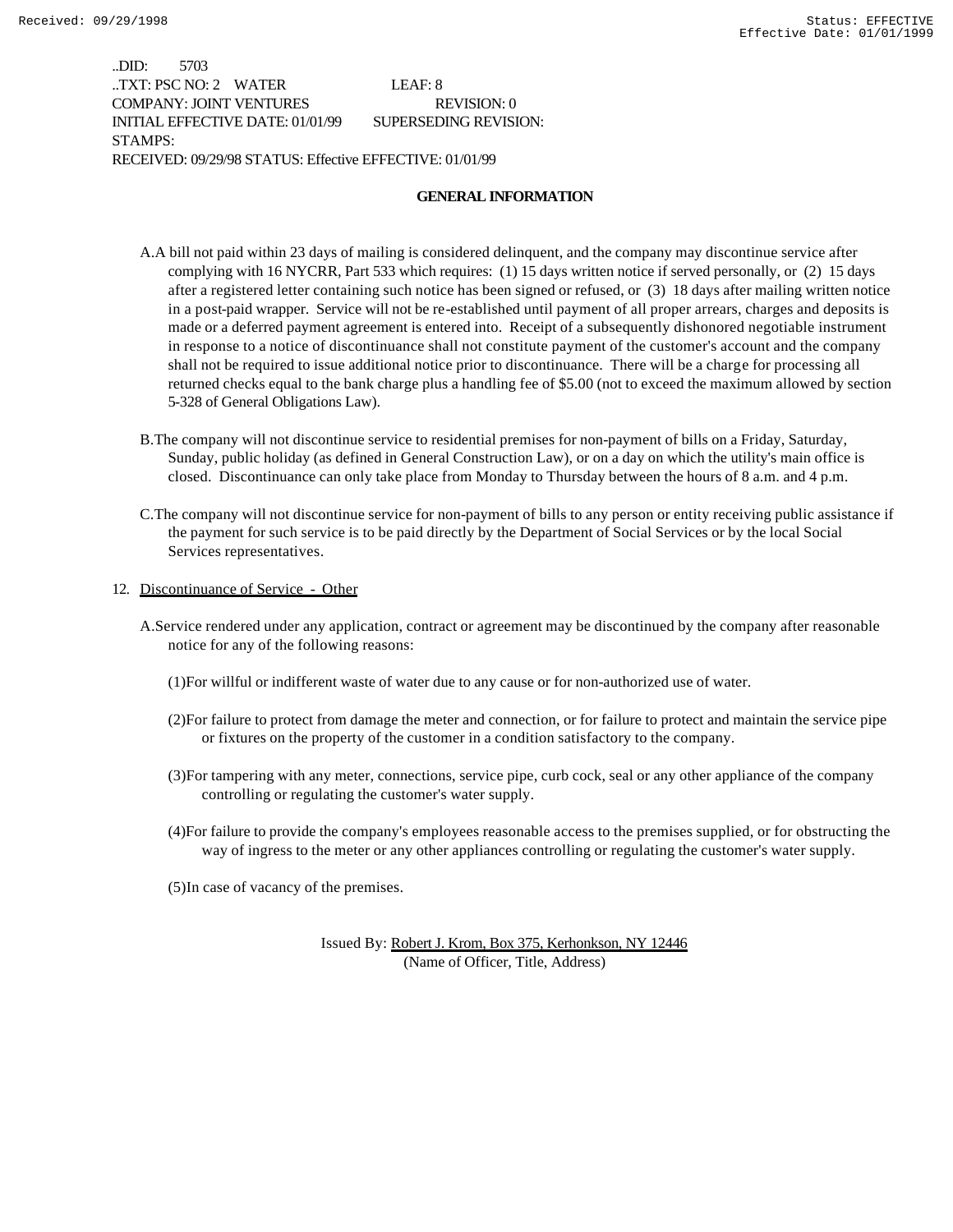..DID: 5703
..TXT: PSC NO: 2 WATER LEAF: 8
COMPANY: JOINT VENTURES REVISION: 0
INITIAL EFFECTIVE DATE: 01/01/99 SUPERSEDING REVISION:
STAMPS:
RECEIVED: 09/29/98 STATUS: Effective EFFECTIVE: 01/01/99

**GENERAL INFORMATION**

A.A bill not paid within 23 days of mailing is considered delinquent, and the company may discontinue service after complying with 16 NYCRR, Part 533 which requires: (1) 15 days written notice if served personally, or (2) 15 days after a registered letter containing such notice has been signed or refused, or (3) 18 days after mailing written notice in a post-paid wrapper. Service will not be re-established until payment of all proper arrears, charges and deposits is made or a deferred payment agreement is entered into. Receipt of a subsequently dishonored negotiable instrument in response to a notice of discontinuance shall not constitute payment of the customer's account and the company shall not be required to issue additional notice prior to discontinuance. There will be a charge for processing all returned checks equal to the bank charge plus a handling fee of $5.00 (not to exceed the maximum allowed by section 5-328 of General Obligations Law).

B.The company will not discontinue service to residential premises for non-payment of bills on a Friday, Saturday, Sunday, public holiday (as defined in General Construction Law), or on a day on which the utility's main office is closed. Discontinuance can only take place from Monday to Thursday between the hours of 8 a.m. and 4 p.m.

C.The company will not discontinue service for non-payment of bills to any person or entity receiving public assistance if the payment for such service is to be paid directly by the Department of Social Services or by the local Social Services representatives.

12. Discontinuance of Service - Other

A.Service rendered under any application, contract or agreement may be discontinued by the company after reasonable notice for any of the following reasons:

(1)For willful or indifferent waste of water due to any cause or for non-authorized use of water.

(2)For failure to protect from damage the meter and connection, or for failure to protect and maintain the service pipe or fixtures on the property of the customer in a condition satisfactory to the company.

(3)For tampering with any meter, connections, service pipe, curb cock, seal or any other appliance of the company controlling or regulating the customer's water supply.

(4)For failure to provide the company's employees reasonable access to the premises supplied, or for obstructing the way of ingress to the meter or any other appliances controlling or regulating the customer's water supply.

(5)In case of vacancy of the premises.

Issued By: Robert J. Krom, Box 375, Kerhonkson, NY 12446
(Name of Officer, Title, Address)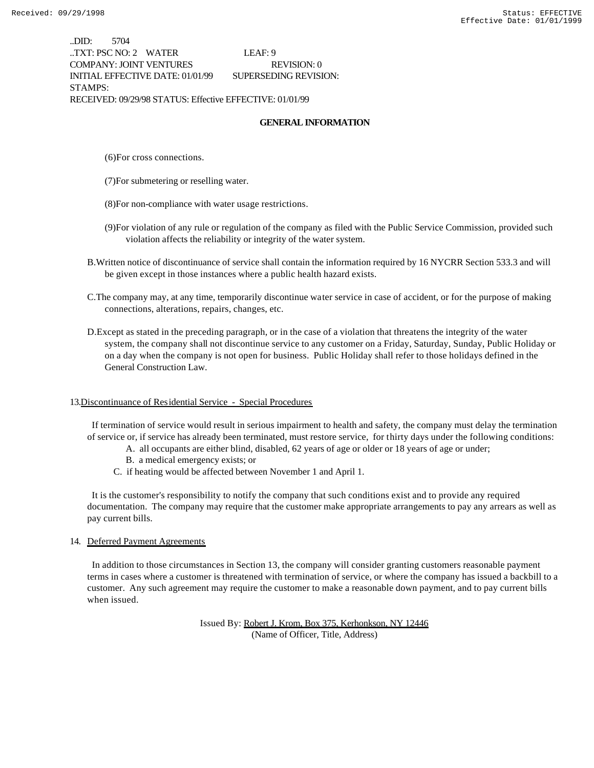..DID: 5704
..TXT: PSC NO: 2 WATER LEAF: 9
COMPANY: JOINT VENTURES REVISION: 0
INITIAL EFFECTIVE DATE: 01/01/99 SUPERSEDING REVISION:
STAMPS:
RECEIVED: 09/29/98 STATUS: Effective EFFECTIVE: 01/01/99

**GENERAL INFORMATION**

(6)For cross connections.

(7)For submetering or reselling water.

(8)For non-compliance with water usage restrictions.

(9)For violation of any rule or regulation of the company as filed with the Public Service Commission, provided such violation affects the reliability or integrity of the water system.

B.Written notice of discontinuance of service shall contain the information required by 16 NYCRR Section 533.3 and will be given except in those instances where a public health hazard exists.

C.The company may, at any time, temporarily discontinue water service in case of accident, or for the purpose of making connections, alterations, repairs, changes, etc.

D.Except as stated in the preceding paragraph, or in the case of a violation that threatens the integrity of the water system, the company shall not discontinue service to any customer on a Friday, Saturday, Sunday, Public Holiday or on a day when the company is not open for business. Public Holiday shall refer to those holidays defined in the General Construction Law.

13.Discontinuance of Residential Service - Special Procedures

If termination of service would result in serious impairment to health and safety, the company must delay the termination of service or, if service has already been terminated, must restore service, for thirty days under the following conditions:

A. all occupants are either blind, disabled, 62 years of age or older or 18 years of age or under;
B. a medical emergency exists; or
C. if heating would be affected between November 1 and April 1.

It is the customer's responsibility to notify the company that such conditions exist and to provide any required documentation. The company may require that the customer make appropriate arrangements to pay any arrears as well as pay current bills.

14. Deferred Payment Agreements

In addition to those circumstances in Section 13, the company will consider granting customers reasonable payment terms in cases where a customer is threatened with termination of service, or where the company has issued a backbill to a customer. Any such agreement may require the customer to make a reasonable down payment, and to pay current bills when issued.

Issued By: Robert J. Krom, Box 375, Kerhonkson, NY 12446
(Name of Officer, Title, Address)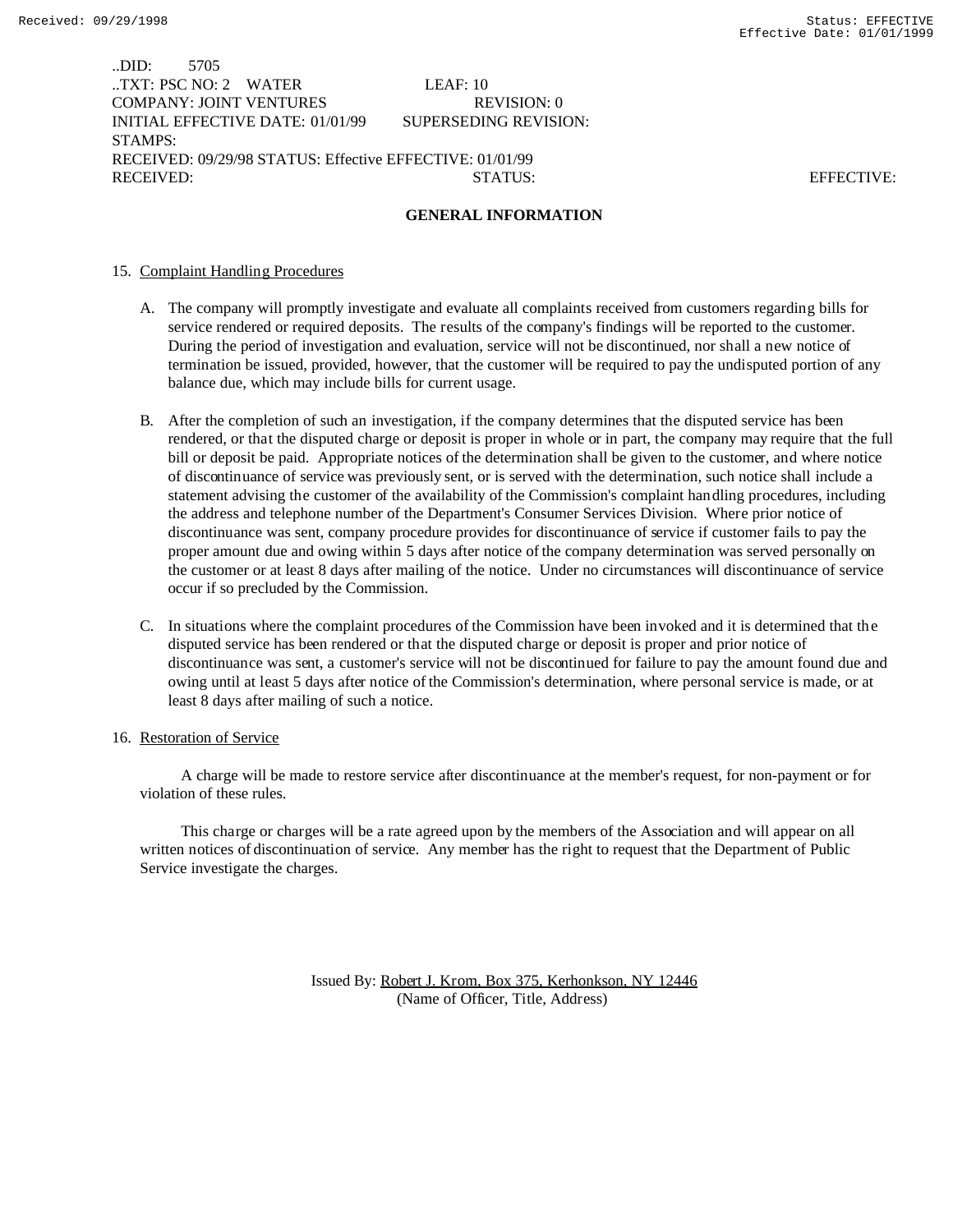..DID: 5705
..TXT: PSC NO: 2 WATER LEAF: 10
COMPANY: JOINT VENTURES REVISION: 0
INITIAL EFFECTIVE DATE: 01/01/99 SUPERSEDING REVISION:
STAMPS:
RECEIVED: 09/29/98 STATUS: Effective EFFECTIVE: 01/01/99
RECEIVED: STATUS: EFFECTIVE:

## GENERAL INFORMATION

15. Complaint Handling Procedures

A. The company will promptly investigate and evaluate all complaints received from customers regarding bills for service rendered or required deposits. The results of the company's findings will be reported to the customer. During the period of investigation and evaluation, service will not be discontinued, nor shall a new notice of termination be issued, provided, however, that the customer will be required to pay the undisputed portion of any balance due, which may include bills for current usage.

B. After the completion of such an investigation, if the company determines that the disputed service has been rendered, or that the disputed charge or deposit is proper in whole or in part, the company may require that the full bill or deposit be paid. Appropriate notices of the determination shall be given to the customer, and where notice of discontinuance of service was previously sent, or is served with the determination, such notice shall include a statement advising the customer of the availability of the Commission's complaint handling procedures, including the address and telephone number of the Department's Consumer Services Division. Where prior notice of discontinuance was sent, company procedure provides for discontinuance of service if customer fails to pay the proper amount due and owing within 5 days after notice of the company determination was served personally on the customer or at least 8 days after mailing of the notice. Under no circumstances will discontinuance of service occur if so precluded by the Commission.

C. In situations where the complaint procedures of the Commission have been invoked and it is determined that the disputed service has been rendered or that the disputed charge or deposit is proper and prior notice of discontinuance was sent, a customer's service will not be discontinued for failure to pay the amount found due and owing until at least 5 days after notice of the Commission's determination, where personal service is made, or at least 8 days after mailing of such a notice.

16. Restoration of Service

A charge will be made to restore service after discontinuance at the member's request, for non-payment or for violation of these rules.

This charge or charges will be a rate agreed upon by the members of the Association and will appear on all written notices of discontinuation of service. Any member has the right to request that the Department of Public Service investigate the charges.

Issued By: Robert J. Krom, Box 375, Kerhonkson, NY 12446
(Name of Officer, Title, Address)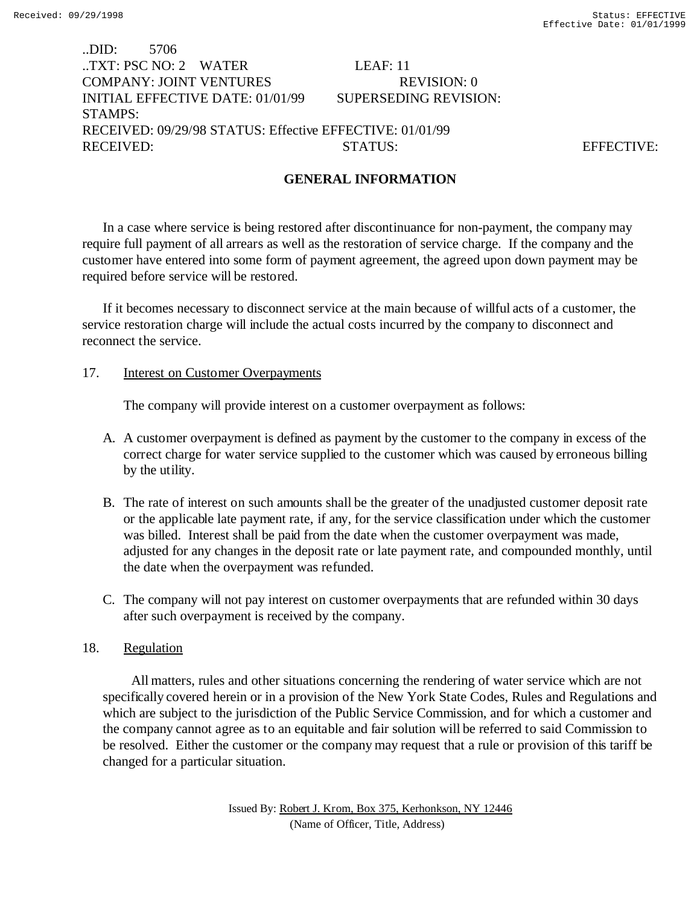..DID: 5706
..TXT: PSC NO: 2 WATER LEAF: 11
COMPANY: JOINT VENTURES REVISION: 0
INITIAL EFFECTIVE DATE: 01/01/99 SUPERSEDING REVISION:
STAMPS:
RECEIVED: 09/29/98 STATUS: Effective EFFECTIVE: 01/01/99
RECEIVED: STATUS: EFFECTIVE:

## GENERAL INFORMATION

In a case where service is being restored after discontinuance for non-payment, the company may require full payment of all arrears as well as the restoration of service charge. If the company and the customer have entered into some form of payment agreement, the agreed upon down payment may be required before service will be restored.

If it becomes necessary to disconnect service at the main because of willful acts of a customer, the service restoration charge will include the actual costs incurred by the company to disconnect and reconnect the service.

17. Interest on Customer Overpayments

The company will provide interest on a customer overpayment as follows:

A. A customer overpayment is defined as payment by the customer to the company in excess of the correct charge for water service supplied to the customer which was caused by erroneous billing by the utility.

B. The rate of interest on such amounts shall be the greater of the unadjusted customer deposit rate or the applicable late payment rate, if any, for the service classification under which the customer was billed. Interest shall be paid from the date when the customer overpayment was made, adjusted for any changes in the deposit rate or late payment rate, and compounded monthly, until the date when the overpayment was refunded.

C. The company will not pay interest on customer overpayments that are refunded within 30 days after such overpayment is received by the company.

18. Regulation

All matters, rules and other situations concerning the rendering of water service which are not specifically covered herein or in a provision of the New York State Codes, Rules and Regulations and which are subject to the jurisdiction of the Public Service Commission, and for which a customer and the company cannot agree as to an equitable and fair solution will be referred to said Commission to be resolved. Either the customer or the company may request that a rule or provision of this tariff be changed for a particular situation.

Issued By: Robert J. Krom, Box 375, Kerhonkson, NY 12446
(Name of Officer, Title, Address)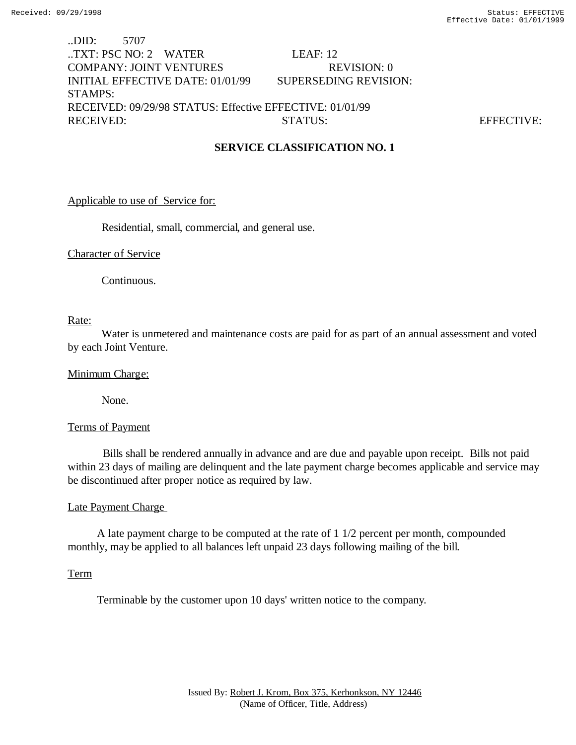..DID: 5707
..TXT: PSC NO: 2 WATER LEAF: 12
COMPANY: JOINT VENTURES REVISION: 0
INITIAL EFFECTIVE DATE: 01/01/99 SUPERSEDING REVISION:
STAMPS:
RECEIVED: 09/29/98 STATUS: Effective EFFECTIVE: 01/01/99
RECEIVED: STATUS: EFFECTIVE:

## SERVICE CLASSIFICATION NO. 1

Applicable to use of Service for:

Residential, small, commercial, and general use.

Character of Service

Continuous.

Rate:

Water is unmetered and maintenance costs are paid for as part of an annual assessment and voted by each Joint Venture.

Minimum Charge:

None.

Terms of Payment

Bills shall be rendered annually in advance and are due and payable upon receipt. Bills not paid within 23 days of mailing are delinquent and the late payment charge becomes applicable and service may be discontinued after proper notice as required by law.

Late Payment Charge

A late payment charge to be computed at the rate of 1 1/2 percent per month, compounded monthly, may be applied to all balances left unpaid 23 days following mailing of the bill.

Term

Terminable by the customer upon 10 days' written notice to the company.

Issued By: Robert J. Krom, Box 375, Kerhonkson, NY 12446
(Name of Officer, Title, Address)